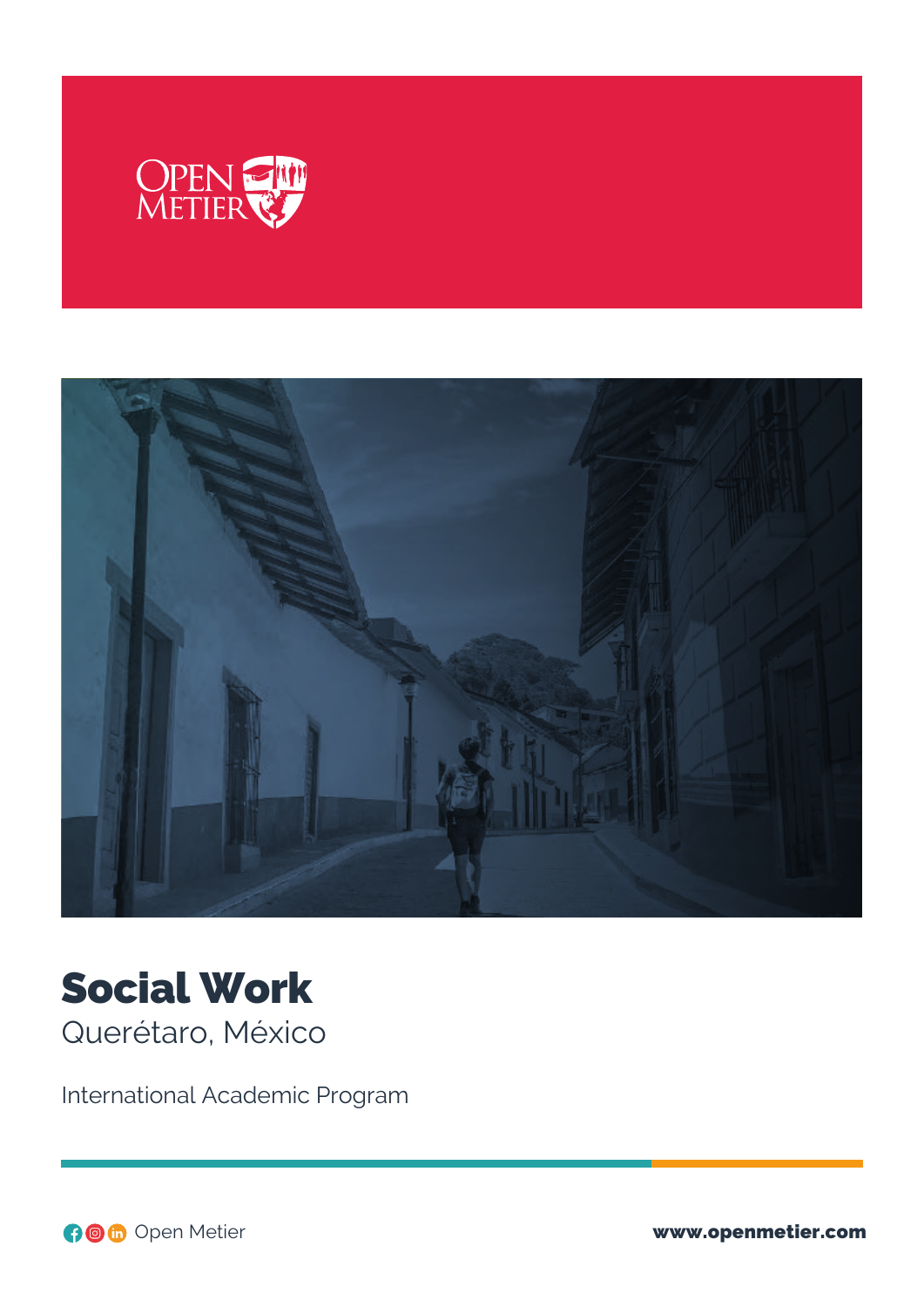# Social Work

Querétaro, México

International Academic Program

Open Metier

**www.openmetier.com**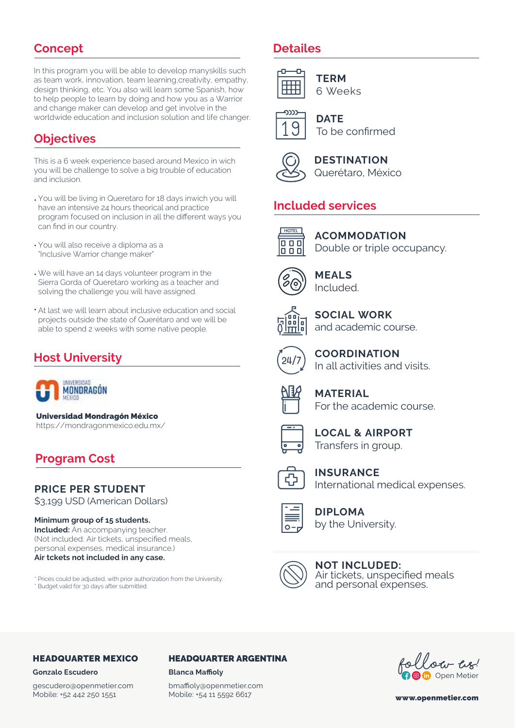## Concept

In this program you will be able to develop manyskills such as team work, innovation, team learning,creativity, empathy, design thinking, etc. You also will learn some Spanish, how to help people to learn by doing and how you as a Warrior and change maker can develop and get involve in the worldwide education and inclusion solution and life changer.

## Objectives

This is a 6 week experience based around Mexico in wich you will be challenge to solve a big trouble of education and inclusion.

- You will be living in Queretaro for 18 days inwich you will have an intensive 24 hours theorical and practice program focused on inclusion in all the different ways you can find in our country.
- You will also receive a diploma as a "Inclusive Warrior change maker"
- We will have an 14 days volunteer program in the Sierra Gorda of Queretaro working as a teacher and solving the challenge you will have assigned.
- At last we will learn about inclusive education and social projects outside the state of Querétaro and we will be able to spend 2 weeks with some native people.

## Host University

UNIVERSIDAD MONDRAGÓN MÉXICO

**Universidad Mondragón México**
https://mondragonmexico.edu.mx/

## Program Cost

### PRICE PER STUDENT

$3,199 USD (American Dollars)

**Minimum group of 15 students.**
**Included:** An accompanying teacher.
(Not included: Air tickets, unspecified meals, personal expenses, medical insurance.)
**Air tckets not included in any case.**

* Prices could be adjusted, with prior authorization from the University.
* Budget valid for 30 days after submitted.

## Detailes

**TERM**
6 Weeks

**DATE**
To be confirmed

**DESTINATION**
Querétaro, México

## Included services

**ACOMMODATION**
Double or triple occupancy.

**MEALS**
Included.

**SOCIAL WORK**
and academic course.

**COORDINATION**
In all activities and visits.

**MATERIAL**
For the academic course.

**LOCAL & AIRPORT**
Transfers in group.

**INSURANCE**
International medical expenses.

**DIPLOMA**
by the University.

**NOT INCLUDED:**
Air tickets, unspecified meals and personal expenses.

---

**HEADQUARTER MEXICO**
**Gonzalo Escudero**
gescudero@openmetier.com
Mobile: +52 442 250 1551

**HEADQUARTER ARGENTINA**
**Blanca Maffioly**
bmaffioly@openmetier.com
Mobile: +54 11 5592 6617

follow us! Open Metier

**www.openmetier.com**